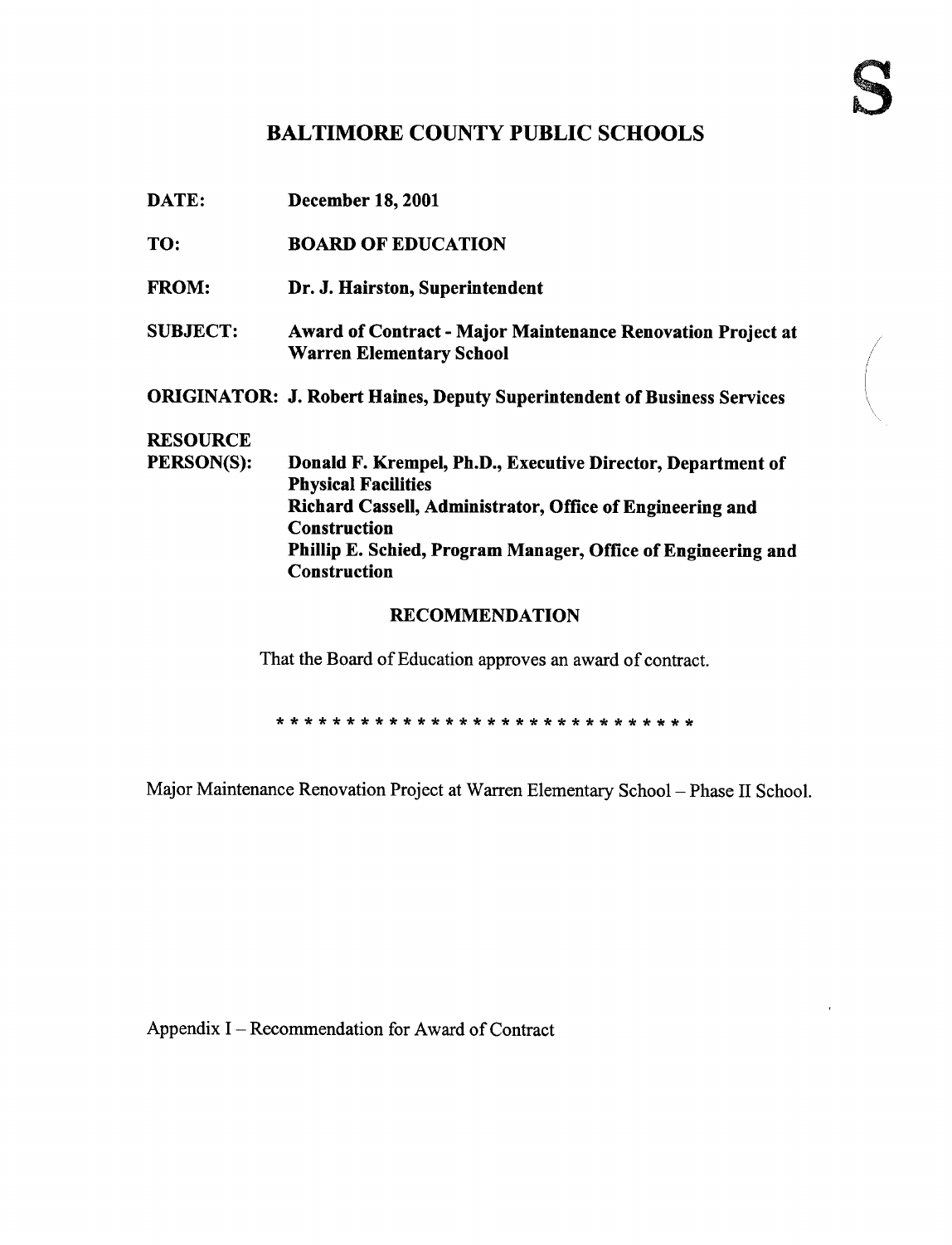S

# BALTIMORE COUNTY PUBLIC SCHOOLS

**DATE:** December 18, 2001

**TO:** BOARD OF EDUCATION

**FROM:** Dr. J. Hairston, Superintendent

**SUBJECT:** Award of Contract - Major Maintenance Renovation Project at Warren Elementary School

**ORIGINATOR:** J. Robert Haines, Deputy Superintendent of Business Services

**RESOURCE PERSON(S):** Donald F. Krempel, Ph.D., Executive Director, Department of Physical Facilities
Richard Cassell, Administrator, Office of Engineering and Construction
Phillip E. Schied, Program Manager, Office of Engineering and Construction

## RECOMMENDATION

That the Board of Education approves an award of contract.

* * * * * * * * * * * * * * * * * * * * * * * * * * * * * *

Major Maintenance Renovation Project at Warren Elementary School – Phase II School.

Appendix I – Recommendation for Award of Contract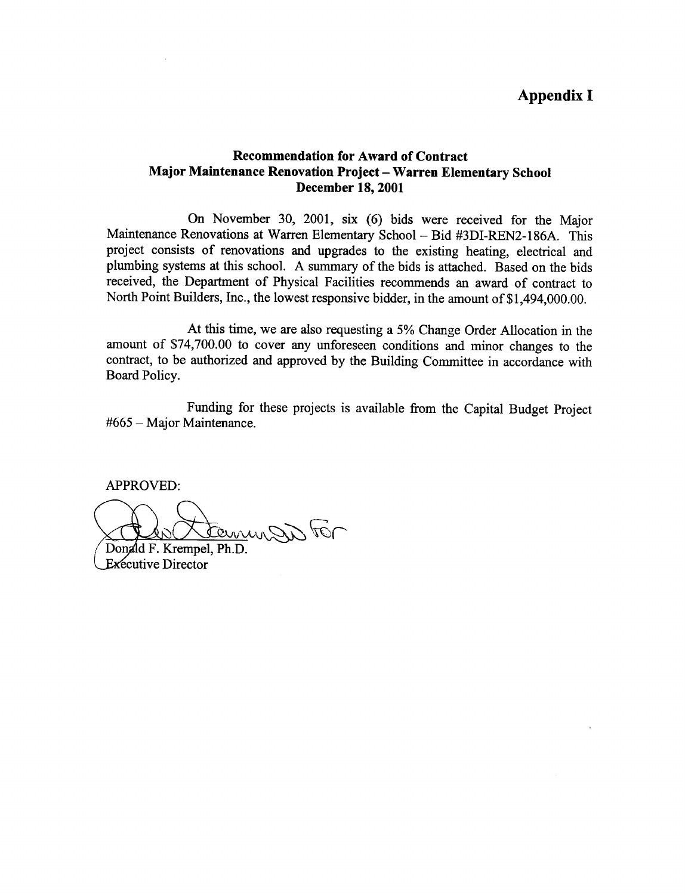# Appendix I

## Recommendation for Award of Contract
## Major Maintenance Renovation Project – Warren Elementary School
## December 18, 2001

On November 30, 2001, six (6) bids were received for the Major Maintenance Renovations at Warren Elementary School – Bid #3DI-REN2-186A. This project consists of renovations and upgrades to the existing heating, electrical and plumbing systems at this school. A summary of the bids is attached. Based on the bids received, the Department of Physical Facilities recommends an award of contract to North Point Builders, Inc., the lowest responsive bidder, in the amount of $1,494,000.00.

At this time, we are also requesting a 5% Change Order Allocation in the amount of $74,700.00 to cover any unforeseen conditions and minor changes to the contract, to be authorized and approved by the Building Committee in accordance with Board Policy.

Funding for these projects is available from the Capital Budget Project #665 – Major Maintenance.

APPROVED:

Donald F. Krempel, Ph.D.
Executive Director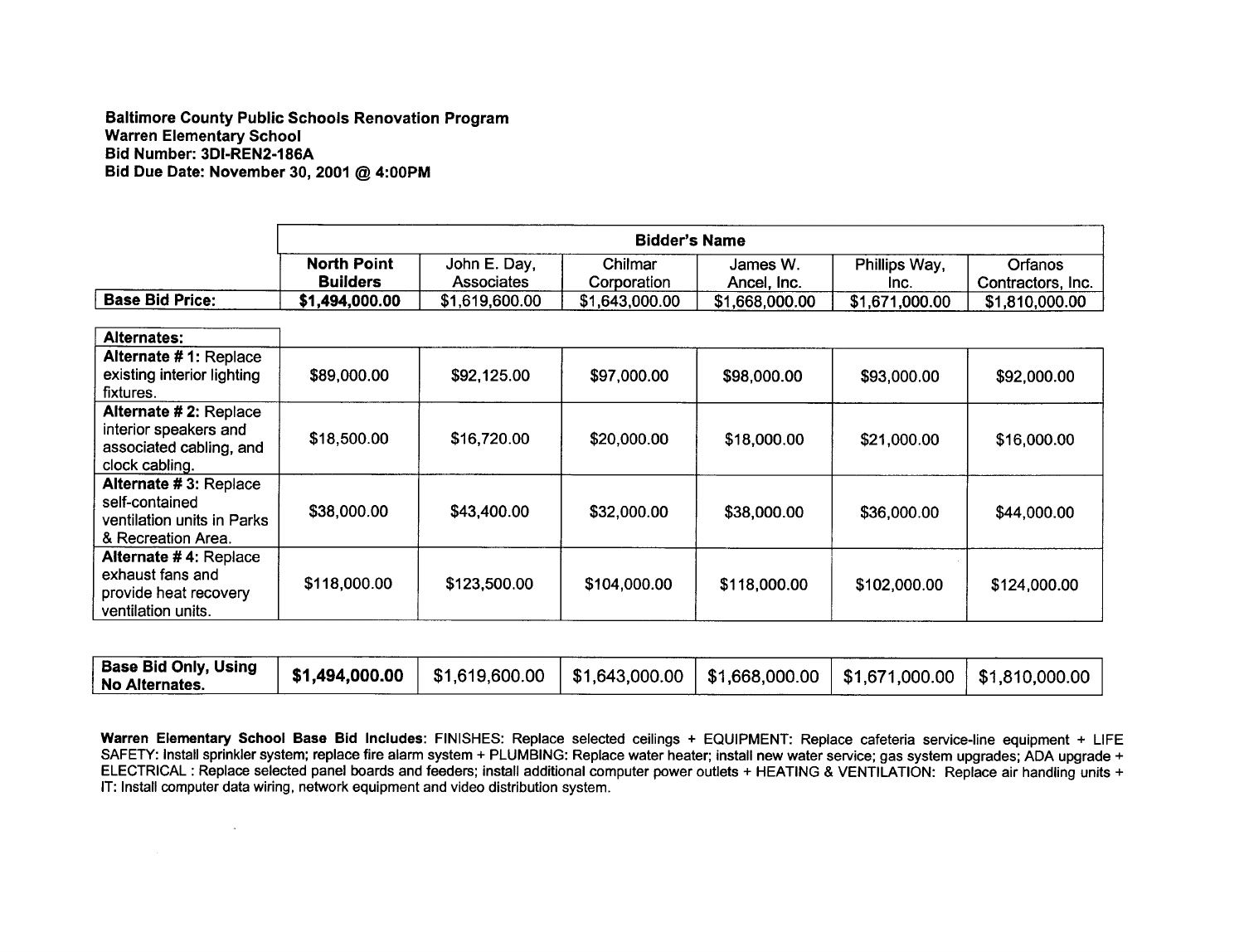**Baltimore County Public Schools Renovation Program**
**Warren Elementary School**
**Bid Number: 3DI-REN2-186A**
**Bid Due Date: November 30, 2001 @ 4:00PM**

| | Bidder's Name | | | | | |
|---|---|---|---|---|---|---|
| | **North Point Builders** | John E. Day, Associates | Chilmar Corporation | James W. Ancel, Inc. | Phillips Way, Inc. | Orfanos Contractors, Inc. |
| **Base Bid Price:** | **$1,494,000.00** | $1,619,600.00 | $1,643,000.00 | $1,668,000.00 | $1,671,000.00 | $1,810,000.00 |
| **Alternates:** | | | | | | |
| **Alternate # 1:** Replace existing interior lighting fixtures. | $89,000.00 | $92,125.00 | $97,000.00 | $98,000.00 | $93,000.00 | $92,000.00 |
| **Alternate # 2:** Replace interior speakers and associated cabling, and clock cabling. | $18,500.00 | $16,720.00 | $20,000.00 | $18,000.00 | $21,000.00 | $16,000.00 |
| **Alternate # 3:** Replace self-contained ventilation units in Parks & Recreation Area. | $38,000.00 | $43,400.00 | $32,000.00 | $38,000.00 | $36,000.00 | $44,000.00 |
| **Alternate # 4:** Replace exhaust fans and provide heat recovery ventilation units. | $118,000.00 | $123,500.00 | $104,000.00 | $118,000.00 | $102,000.00 | $124,000.00 |
| **Base Bid Only, Using No Alternates.** | **$1,494,000.00** | $1,619,600.00 | $1,643,000.00 | $1,668,000.00 | $1,671,000.00 | $1,810,000.00 |

**Warren Elementary School Base Bid Includes**: FINISHES: Replace selected ceilings + EQUIPMENT: Replace cafeteria service-line equipment + LIFE SAFETY: Install sprinkler system; replace fire alarm system + PLUMBING: Replace water heater; install new water service; gas system upgrades; ADA upgrade + ELECTRICAL : Replace selected panel boards and feeders; install additional computer power outlets + HEATING & VENTILATION: Replace air handling units + IT: Install computer data wiring, network equipment and video distribution system.